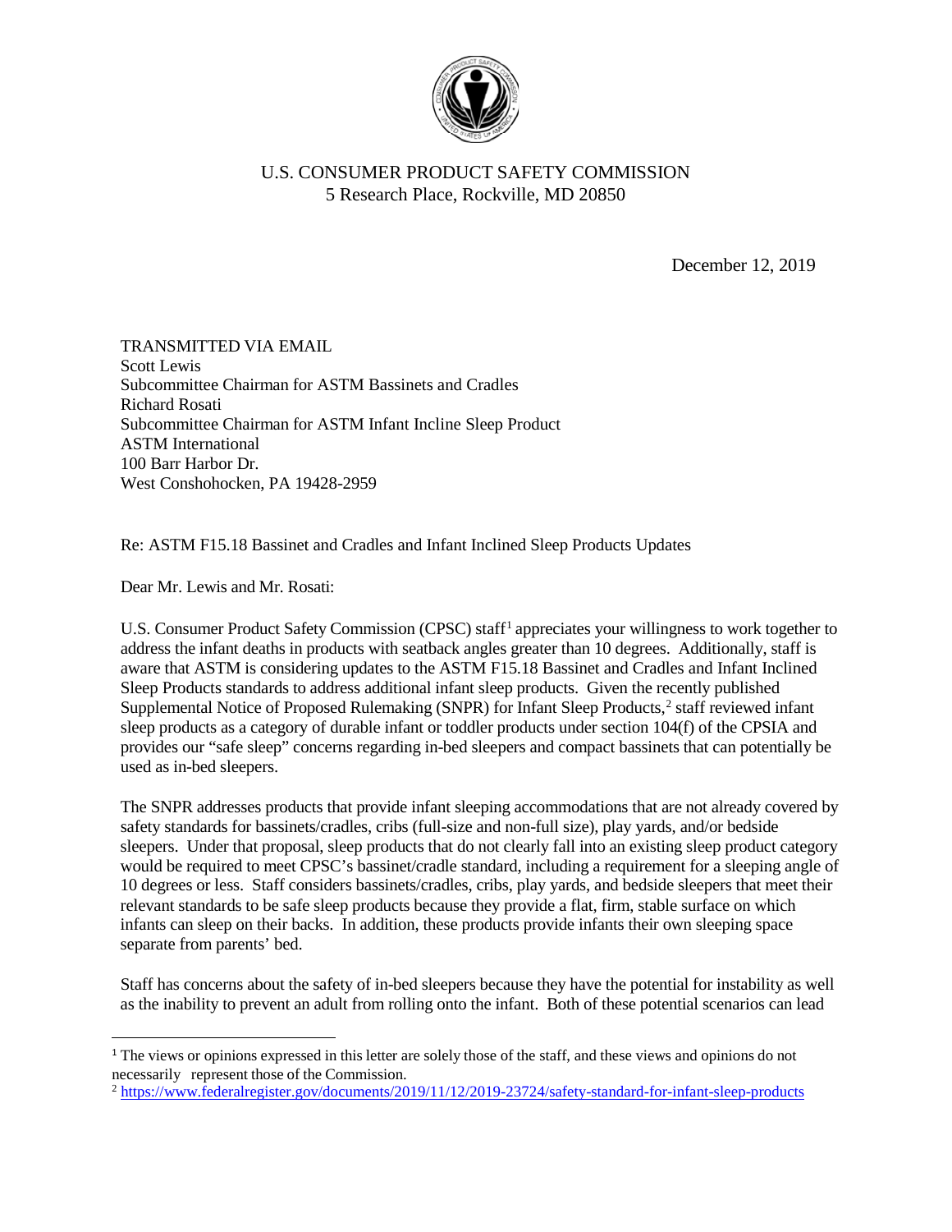U.S. CONSUMER PRODUCT SAFETY COMMISSION
5 Research Place, Rockville, MD 20850

December 12, 2019

TRANSMITTED VIA EMAIL
Scott Lewis
Subcommittee Chairman for ASTM Bassinets and Cradles
Richard Rosati
Subcommittee Chairman for ASTM Infant Incline Sleep Product
ASTM International
100 Barr Harbor Dr.
West Conshohocken, PA 19428-2959

Re: ASTM F15.18 Bassinet and Cradles and Infant Inclined Sleep Products Updates

Dear Mr. Lewis and Mr. Rosati:

U.S. Consumer Product Safety Commission (CPSC) staff[1] appreciates your willingness to work together to address the infant deaths in products with seatback angles greater than 10 degrees. Additionally, staff is aware that ASTM is considering updates to the ASTM F15.18 Bassinet and Cradles and Infant Inclined Sleep Products standards to address additional infant sleep products. Given the recently published Supplemental Notice of Proposed Rulemaking (SNPR) for Infant Sleep Products,[2] staff reviewed infant sleep products as a category of durable infant or toddler products under section 104(f) of the CPSIA and provides our "safe sleep" concerns regarding in-bed sleepers and compact bassinets that can potentially be used as in-bed sleepers.

The SNPR addresses products that provide infant sleeping accommodations that are not already covered by safety standards for bassinets/cradles, cribs (full-size and non-full size), play yards, and/or bedside sleepers. Under that proposal, sleep products that do not clearly fall into an existing sleep product category would be required to meet CPSC's bassinet/cradle standard, including a requirement for a sleeping angle of 10 degrees or less. Staff considers bassinets/cradles, cribs, play yards, and bedside sleepers that meet their relevant standards to be safe sleep products because they provide a flat, firm, stable surface on which infants can sleep on their backs. In addition, these products provide infants their own sleeping space separate from parents' bed.

Staff has concerns about the safety of in-bed sleepers because they have the potential for instability as well as the inability to prevent an adult from rolling onto the infant. Both of these potential scenarios can lead

[1] The views or opinions expressed in this letter are solely those of the staff, and these views and opinions do not necessarily represent those of the Commission.

[2] https://www.federalregister.gov/documents/2019/11/12/2019-23724/safety-standard-for-infant-sleep-products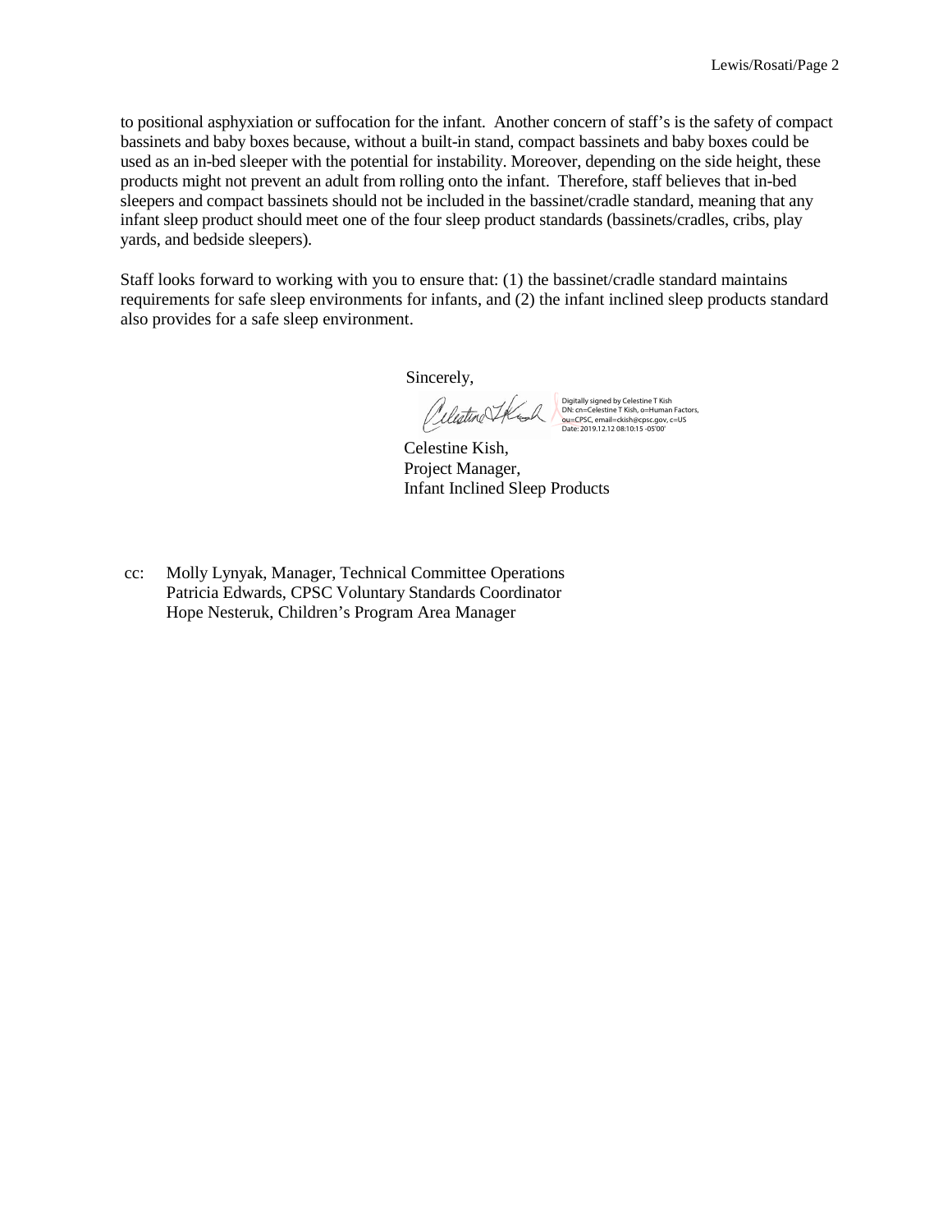to positional asphyxiation or suffocation for the infant. Another concern of staff's is the safety of compact bassinets and baby boxes because, without a built-in stand, compact bassinets and baby boxes could be used as an in-bed sleeper with the potential for instability. Moreover, depending on the side height, these products might not prevent an adult from rolling onto the infant. Therefore, staff believes that in-bed sleepers and compact bassinets should not be included in the bassinet/cradle standard, meaning that any infant sleep product should meet one of the four sleep product standards (bassinets/cradles, cribs, play yards, and bedside sleepers).

Staff looks forward to working with you to ensure that: (1) the bassinet/cradle standard maintains requirements for safe sleep environments for infants, and (2) the infant inclined sleep products standard also provides for a safe sleep environment.

Sincerely,

Digitally signed by Celestine T Kish
DN: cn=Celestine T Kish, o=Human Factors, ou=CPSC, email=ckish@cpsc.gov, c=US
Date: 2019.12.12 08:10:15 -05'00'

Celestine Kish,
Project Manager,
Infant Inclined Sleep Products

cc: Molly Lynyak, Manager, Technical Committee Operations
Patricia Edwards, CPSC Voluntary Standards Coordinator
Hope Nesteruk, Children's Program Area Manager